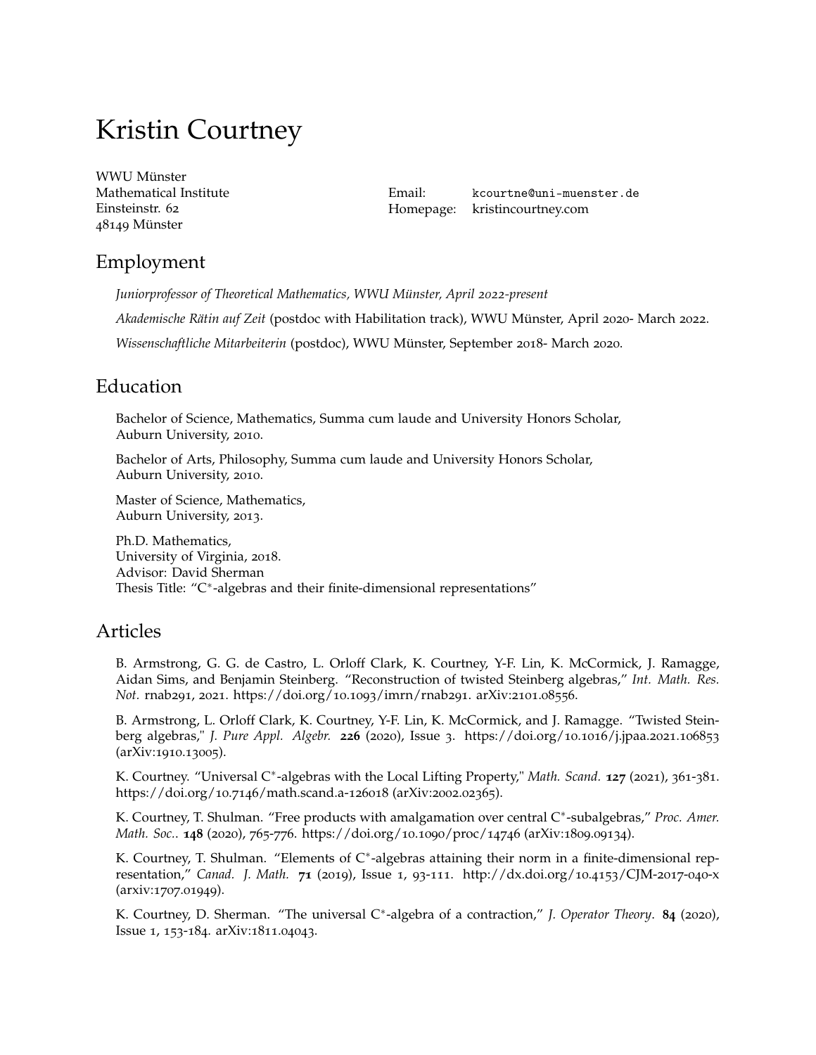# Kristin Courtney

WWU Münster
Mathematical Institute
Einsteinstr. 62
48149 Münster

Email: kcourtne@uni-muenster.de
Homepage: kristincourtney.com

## Employment

*Juniorprofessor of Theoretical Mathematics, WWU Münster, April 2022-present*

*Akademische Rätin auf Zeit* (postdoc with Habilitation track), WWU Münster, April 2020- March 2022.

*Wissenschaftliche Mitarbeiterin* (postdoc), WWU Münster, September 2018- March 2020.

## Education

Bachelor of Science, Mathematics, Summa cum laude and University Honors Scholar,
Auburn University, 2010.

Bachelor of Arts, Philosophy, Summa cum laude and University Honors Scholar,
Auburn University, 2010.

Master of Science, Mathematics,
Auburn University, 2013.

Ph.D. Mathematics,
University of Virginia, 2018.
Advisor: David Sherman
Thesis Title: "$C^*$-algebras and their finite-dimensional representations"

## Articles

B. Armstrong, G. G. de Castro, L. Orloff Clark, K. Courtney, Y-F. Lin, K. McCormick, J. Ramagge, Aidan Sims, and Benjamin Steinberg. "Reconstruction of twisted Steinberg algebras," *Int. Math. Res. Not.* rnab291, 2021. https://doi.org/10.1093/imrn/rnab291. arXiv:2101.08556.

B. Armstrong, L. Orloff Clark, K. Courtney, Y-F. Lin, K. McCormick, and J. Ramagge. "Twisted Steinberg algebras," *J. Pure Appl. Algebr.* **226** (2020), Issue 3. https://doi.org/10.1016/j.jpaa.2021.106853 (arXiv:1910.13005).

K. Courtney. "Universal $C^*$-algebras with the Local Lifting Property," *Math. Scand.* **127** (2021), 361-381. https://doi.org/10.7146/math.scand.a-126018 (arXiv:2002.02365).

K. Courtney, T. Shulman. "Free products with amalgamation over central $C^*$-subalgebras," *Proc. Amer. Math. Soc..* **148** (2020), 765-776. https://doi.org/10.1090/proc/14746 (arXiv:1809.09134).

K. Courtney, T. Shulman. "Elements of $C^*$-algebras attaining their norm in a finite-dimensional representation," *Canad. J. Math.* **71** (2019), Issue 1, 93-111. http://dx.doi.org/10.4153/CJM-2017-040-x (arxiv:1707.01949).

K. Courtney, D. Sherman. "The universal $C^*$-algebra of a contraction," *J. Operator Theory*. **84** (2020), Issue 1, 153-184. arXiv:1811.04043.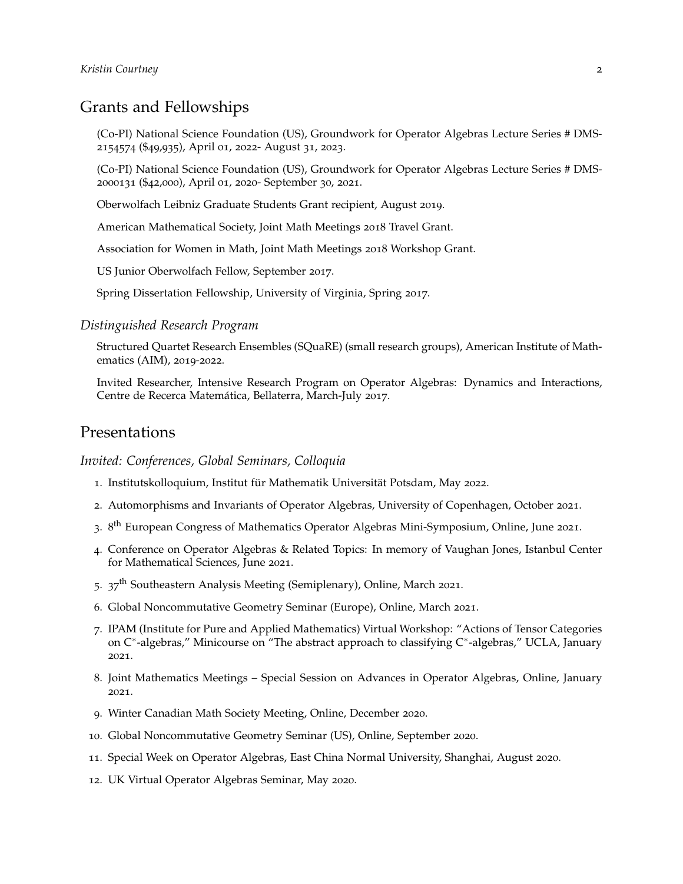## Grants and Fellowships

(Co-PI) National Science Foundation (US), Groundwork for Operator Algebras Lecture Series # DMS-2154574 ($49,935), April 01, 2022- August 31, 2023.

(Co-PI) National Science Foundation (US), Groundwork for Operator Algebras Lecture Series # DMS-2000131 ($42,000), April 01, 2020- September 30, 2021.

Oberwolfach Leibniz Graduate Students Grant recipient, August 2019.

American Mathematical Society, Joint Math Meetings 2018 Travel Grant.

Association for Women in Math, Joint Math Meetings 2018 Workshop Grant.

US Junior Oberwolfach Fellow, September 2017.

Spring Dissertation Fellowship, University of Virginia, Spring 2017.

### *Distinguished Research Program*

Structured Quartet Research Ensembles (SQuaRE) (small research groups), American Institute of Mathematics (AIM), 2019-2022.

Invited Researcher, Intensive Research Program on Operator Algebras: Dynamics and Interactions, Centre de Recerca Matemática, Bellaterra, March-July 2017.

## Presentations

### *Invited: Conferences, Global Seminars, Colloquia*

1. Institutskolloquium, Institut für Mathematik Universität Potsdam, May 2022.
2. Automorphisms and Invariants of Operator Algebras, University of Copenhagen, October 2021.
3. 8th European Congress of Mathematics Operator Algebras Mini-Symposium, Online, June 2021.
4. Conference on Operator Algebras & Related Topics: In memory of Vaughan Jones, Istanbul Center for Mathematical Sciences, June 2021.
5. 37th Southeastern Analysis Meeting (Semiplenary), Online, March 2021.
6. Global Noncommutative Geometry Seminar (Europe), Online, March 2021.
7. IPAM (Institute for Pure and Applied Mathematics) Virtual Workshop: "Actions of Tensor Categories on $C^*$-algebras," Minicourse on "The abstract approach to classifying $C^*$-algebras," UCLA, January 2021.
8. Joint Mathematics Meetings – Special Session on Advances in Operator Algebras, Online, January 2021.
9. Winter Canadian Math Society Meeting, Online, December 2020.
10. Global Noncommutative Geometry Seminar (US), Online, September 2020.
11. Special Week on Operator Algebras, East China Normal University, Shanghai, August 2020.
12. UK Virtual Operator Algebras Seminar, May 2020.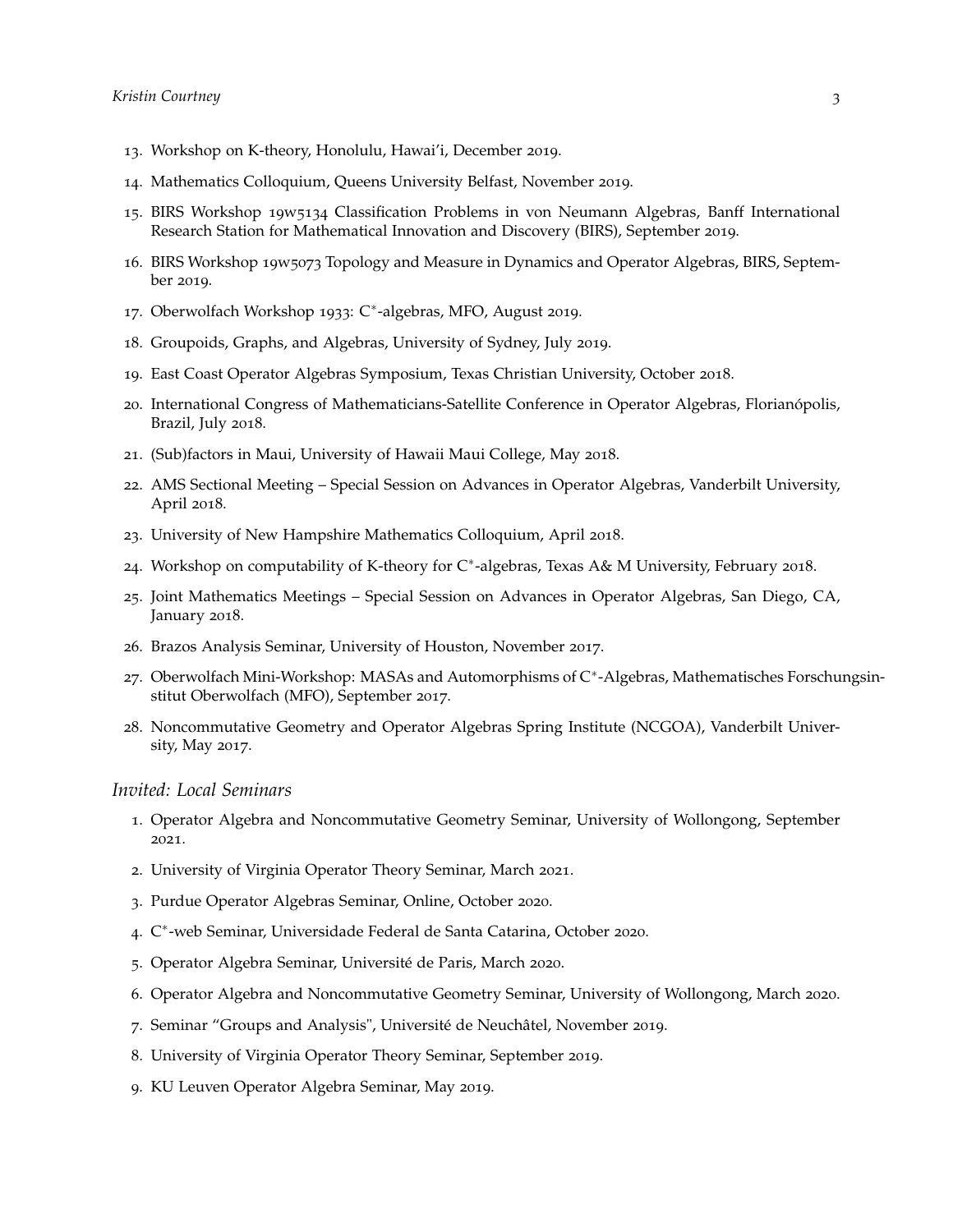13. Workshop on K-theory, Honolulu, Hawai'i, December 2019.
14. Mathematics Colloquium, Queens University Belfast, November 2019.
15. BIRS Workshop 19w5134 Classification Problems in von Neumann Algebras, Banff International Research Station for Mathematical Innovation and Discovery (BIRS), September 2019.
16. BIRS Workshop 19w5073 Topology and Measure in Dynamics and Operator Algebras, BIRS, September 2019.
17. Oberwolfach Workshop 1933: C*-algebras, MFO, August 2019.
18. Groupoids, Graphs, and Algebras, University of Sydney, July 2019.
19. East Coast Operator Algebras Symposium, Texas Christian University, October 2018.
20. International Congress of Mathematicians-Satellite Conference in Operator Algebras, Florianópolis, Brazil, July 2018.
21. (Sub)factors in Maui, University of Hawaii Maui College, May 2018.
22. AMS Sectional Meeting – Special Session on Advances in Operator Algebras, Vanderbilt University, April 2018.
23. University of New Hampshire Mathematics Colloquium, April 2018.
24. Workshop on computability of K-theory for C*-algebras, Texas A& M University, February 2018.
25. Joint Mathematics Meetings – Special Session on Advances in Operator Algebras, San Diego, CA, January 2018.
26. Brazos Analysis Seminar, University of Houston, November 2017.
27. Oberwolfach Mini-Workshop: MASAs and Automorphisms of C*-Algebras, Mathematisches Forschungsinstitut Oberwolfach (MFO), September 2017.
28. Noncommutative Geometry and Operator Algebras Spring Institute (NCGOA), Vanderbilt University, May 2017.

### *Invited: Local Seminars*

1. Operator Algebra and Noncommutative Geometry Seminar, University of Wollongong, September 2021.
2. University of Virginia Operator Theory Seminar, March 2021.
3. Purdue Operator Algebras Seminar, Online, October 2020.
4. C*-web Seminar, Universidade Federal de Santa Catarina, October 2020.
5. Operator Algebra Seminar, Université de Paris, March 2020.
6. Operator Algebra and Noncommutative Geometry Seminar, University of Wollongong, March 2020.
7. Seminar "Groups and Analysis", Université de Neuchâtel, November 2019.
8. University of Virginia Operator Theory Seminar, September 2019.
9. KU Leuven Operator Algebra Seminar, May 2019.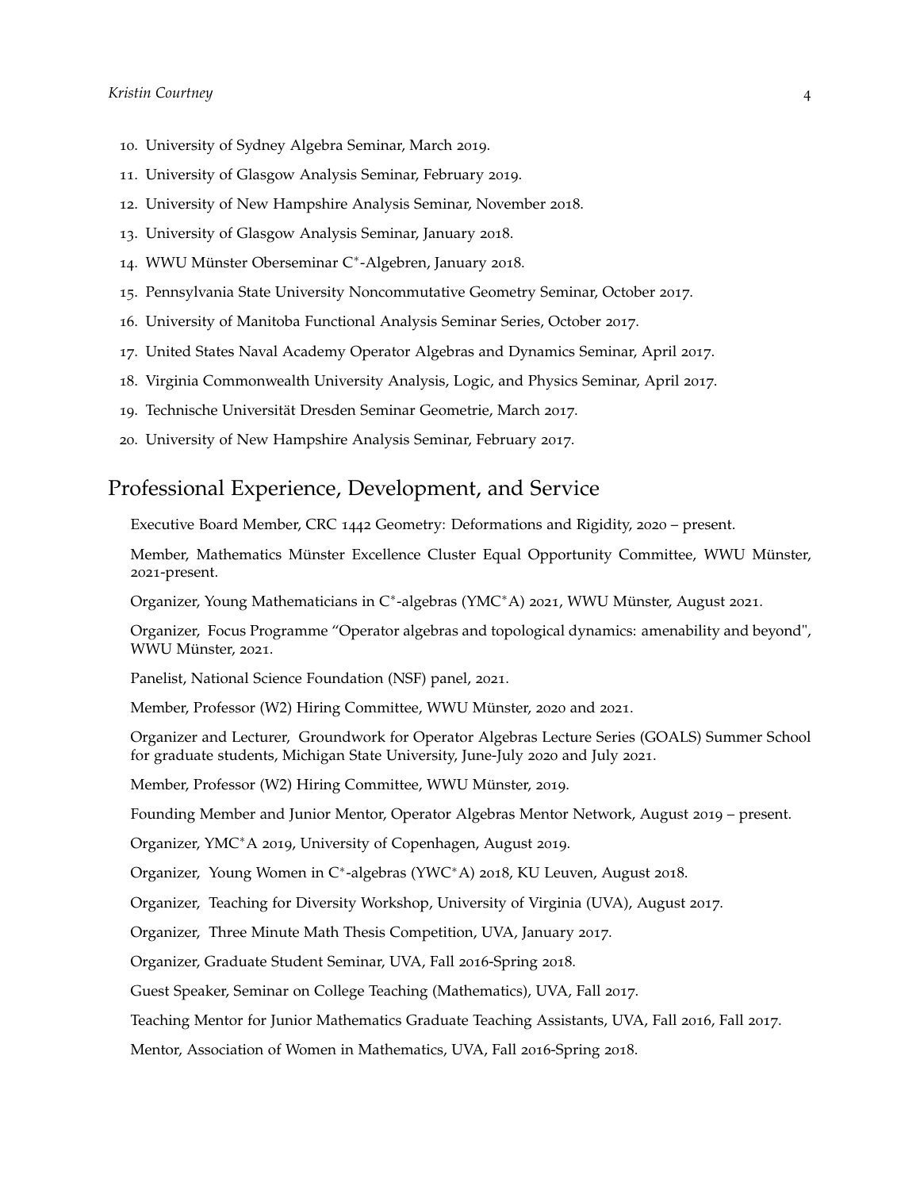10. University of Sydney Algebra Seminar, March 2019.
11. University of Glasgow Analysis Seminar, February 2019.
12. University of New Hampshire Analysis Seminar, November 2018.
13. University of Glasgow Analysis Seminar, January 2018.
14. WWU Münster Oberseminar C*-Algebren, January 2018.
15. Pennsylvania State University Noncommutative Geometry Seminar, October 2017.
16. University of Manitoba Functional Analysis Seminar Series, October 2017.
17. United States Naval Academy Operator Algebras and Dynamics Seminar, April 2017.
18. Virginia Commonwealth University Analysis, Logic, and Physics Seminar, April 2017.
19. Technische Universität Dresden Seminar Geometrie, March 2017.
20. University of New Hampshire Analysis Seminar, February 2017.

## Professional Experience, Development, and Service

Executive Board Member, CRC 1442 Geometry: Deformations and Rigidity, 2020 – present.

Member, Mathematics Münster Excellence Cluster Equal Opportunity Committee, WWU Münster, 2021-present.

Organizer, Young Mathematicians in C*-algebras (YMC*A) 2021, WWU Münster, August 2021.

Organizer, Focus Programme "Operator algebras and topological dynamics: amenability and beyond", WWU Münster, 2021.

Panelist, National Science Foundation (NSF) panel, 2021.

Member, Professor (W2) Hiring Committee, WWU Münster, 2020 and 2021.

Organizer and Lecturer, Groundwork for Operator Algebras Lecture Series (GOALS) Summer School for graduate students, Michigan State University, June-July 2020 and July 2021.

Member, Professor (W2) Hiring Committee, WWU Münster, 2019.

Founding Member and Junior Mentor, Operator Algebras Mentor Network, August 2019 – present.

Organizer, YMC*A 2019, University of Copenhagen, August 2019.

Organizer, Young Women in C*-algebras (YWC*A) 2018, KU Leuven, August 2018.

Organizer, Teaching for Diversity Workshop, University of Virginia (UVA), August 2017.

Organizer, Three Minute Math Thesis Competition, UVA, January 2017.

Organizer, Graduate Student Seminar, UVA, Fall 2016-Spring 2018.

Guest Speaker, Seminar on College Teaching (Mathematics), UVA, Fall 2017.

Teaching Mentor for Junior Mathematics Graduate Teaching Assistants, UVA, Fall 2016, Fall 2017.

Mentor, Association of Women in Mathematics, UVA, Fall 2016-Spring 2018.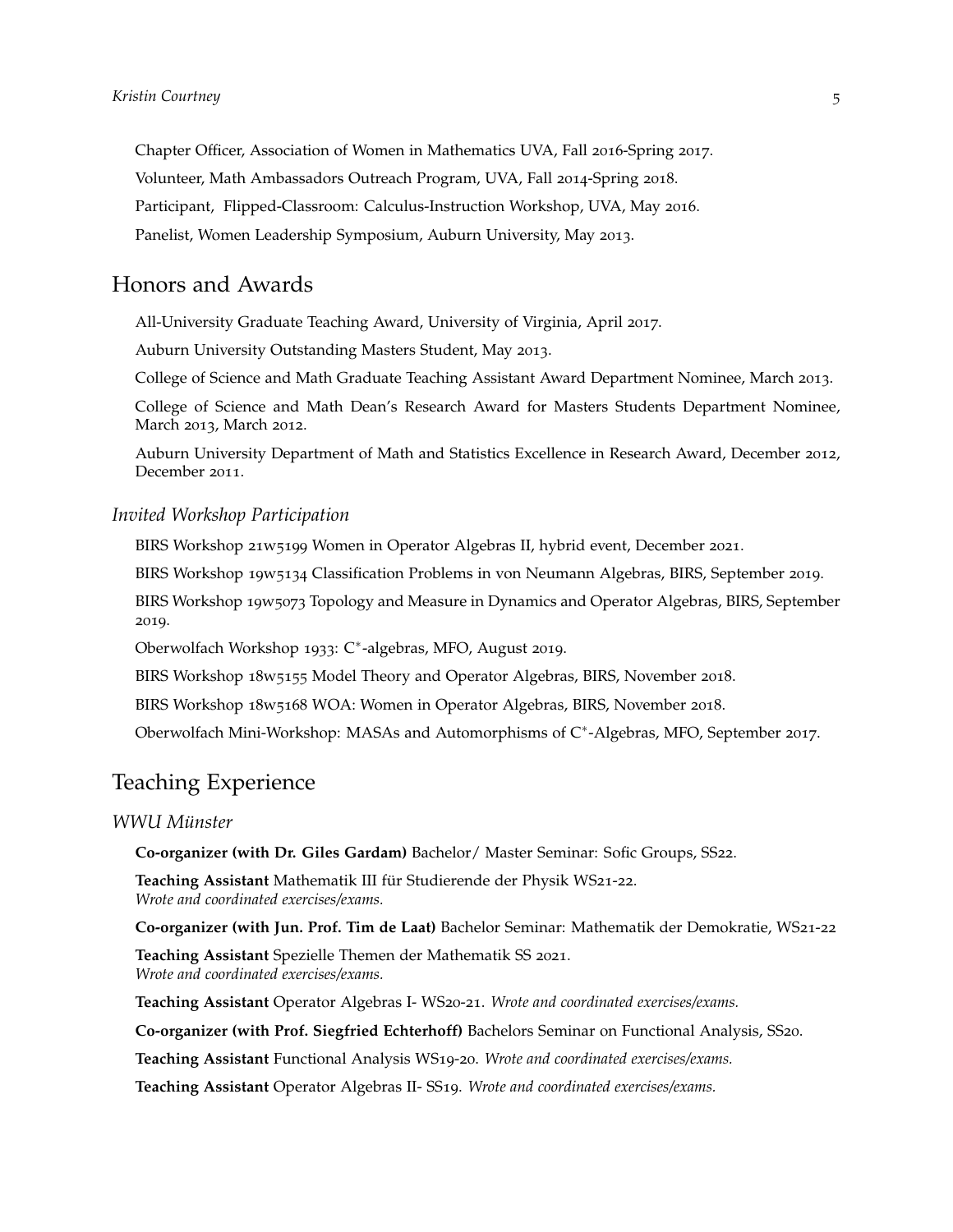Chapter Officer, Association of Women in Mathematics UVA, Fall 2016-Spring 2017.

Volunteer, Math Ambassadors Outreach Program, UVA, Fall 2014-Spring 2018.

Participant, Flipped-Classroom: Calculus-Instruction Workshop, UVA, May 2016.

Panelist, Women Leadership Symposium, Auburn University, May 2013.

## Honors and Awards

All-University Graduate Teaching Award, University of Virginia, April 2017.

Auburn University Outstanding Masters Student, May 2013.

College of Science and Math Graduate Teaching Assistant Award Department Nominee, March 2013.

College of Science and Math Dean's Research Award for Masters Students Department Nominee, March 2013, March 2012.

Auburn University Department of Math and Statistics Excellence in Research Award, December 2012, December 2011.

### *Invited Workshop Participation*

BIRS Workshop 21w5199 Women in Operator Algebras II, hybrid event, December 2021.

BIRS Workshop 19w5134 Classification Problems in von Neumann Algebras, BIRS, September 2019.

BIRS Workshop 19w5073 Topology and Measure in Dynamics and Operator Algebras, BIRS, September 2019.

Oberwolfach Workshop 1933: $C^*$-algebras, MFO, August 2019.

BIRS Workshop 18w5155 Model Theory and Operator Algebras, BIRS, November 2018.

BIRS Workshop 18w5168 WOA: Women in Operator Algebras, BIRS, November 2018.

Oberwolfach Mini-Workshop: MASAs and Automorphisms of $C^*$-Algebras, MFO, September 2017.

## Teaching Experience

### *WWU Münster*

**Co-organizer (with Dr. Giles Gardam)** Bachelor/ Master Seminar: Sofic Groups, SS22.

**Teaching Assistant** Mathematik III für Studierende der Physik WS21-22.
*Wrote and coordinated exercises/exams.*

**Co-organizer (with Jun. Prof. Tim de Laat)** Bachelor Seminar: Mathematik der Demokratie, WS21-22

**Teaching Assistant** Spezielle Themen der Mathematik SS 2021.
*Wrote and coordinated exercises/exams.*

**Teaching Assistant** Operator Algebras I- WS20-21. *Wrote and coordinated exercises/exams.*

**Co-organizer (with Prof. Siegfried Echterhoff)** Bachelors Seminar on Functional Analysis, SS20.

**Teaching Assistant** Functional Analysis WS19-20. *Wrote and coordinated exercises/exams.*

**Teaching Assistant** Operator Algebras II- SS19. *Wrote and coordinated exercises/exams.*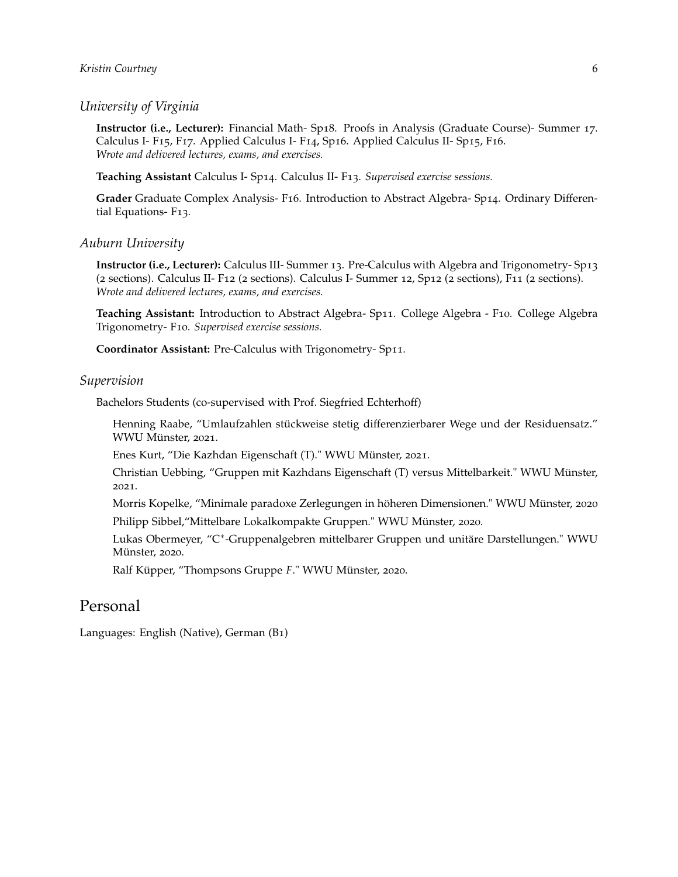### *University of Virginia*

**Instructor (i.e., Lecturer):** Financial Math- Sp18. Proofs in Analysis (Graduate Course)- Summer 17. Calculus I- F15, F17. Applied Calculus I- F14, Sp16. Applied Calculus II- Sp15, F16.
*Wrote and delivered lectures, exams, and exercises.*

**Teaching Assistant** Calculus I- Sp14. Calculus II- F13. *Supervised exercise sessions.*

**Grader** Graduate Complex Analysis- F16. Introduction to Abstract Algebra- Sp14. Ordinary Differential Equations- F13.

### *Auburn University*

**Instructor (i.e., Lecturer):** Calculus III- Summer 13. Pre-Calculus with Algebra and Trigonometry- Sp13 (2 sections). Calculus II- F12 (2 sections). Calculus I- Summer 12, Sp12 (2 sections), F11 (2 sections).
*Wrote and delivered lectures, exams, and exercises.*

**Teaching Assistant:** Introduction to Abstract Algebra- Sp11. College Algebra - F10. College Algebra Trigonometry- F10. *Supervised exercise sessions.*

**Coordinator Assistant:** Pre-Calculus with Trigonometry- Sp11.

### *Supervision*

Bachelors Students (co-supervised with Prof. Siegfried Echterhoff)

Henning Raabe, "Umlaufzahlen stückweise stetig differenzierbarer Wege und der Residuensatz." WWU Münster, 2021.

Enes Kurt, "Die Kazhdan Eigenschaft (T)." WWU Münster, 2021.

Christian Uebbing, "Gruppen mit Kazhdans Eigenschaft (T) versus Mittelbarkeit." WWU Münster, 2021.

Morris Kopelke, "Minimale paradoxe Zerlegungen in höheren Dimensionen." WWU Münster, 2020

Philipp Sibbel,"Mittelbare Lokalkompakte Gruppen." WWU Münster, 2020.

Lukas Obermeyer, "$C^*$-Gruppenalgebren mittelbarer Gruppen und unitäre Darstellungen." WWU Münster, 2020.

Ralf Küpper, "Thompsons Gruppe *F*." WWU Münster, 2020.

## Personal

Languages: English (Native), German (B1)